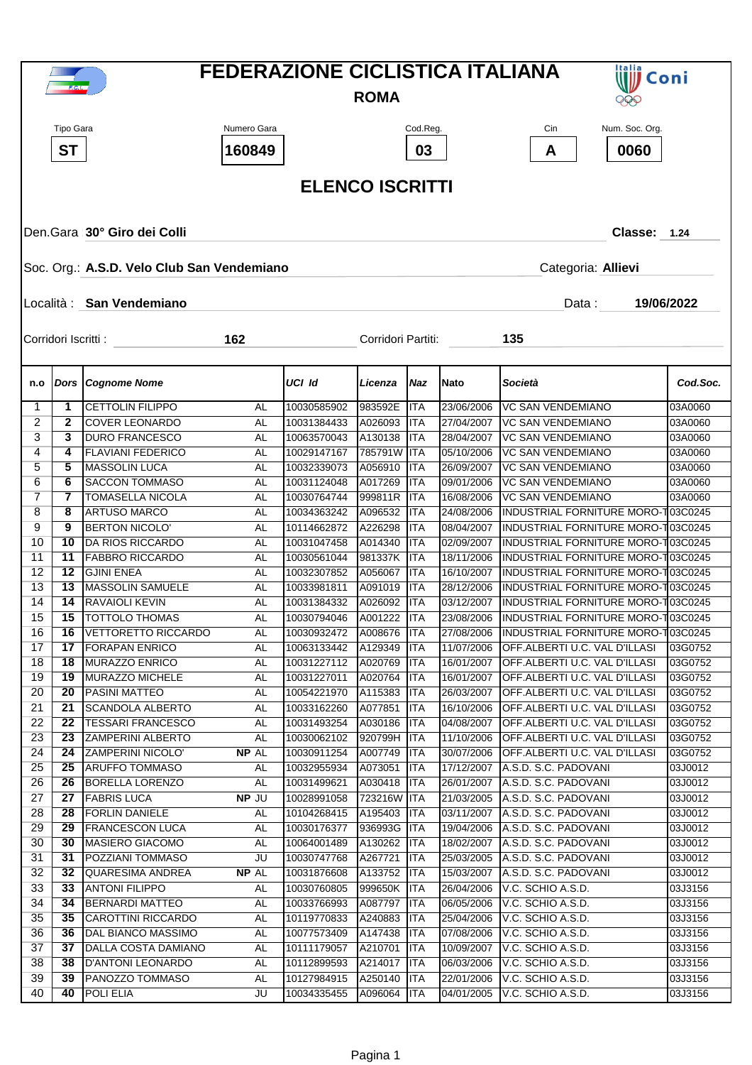# FEDERAZIONE CICLISTICA ITALIANA

**ROMA**

| Tipo Gara | Numero Gara | Cod.Reg. | Cin | Num. Soc. Org. |
|---|---|---|---|---|
| **ST** | **160849** | **03** | **A** | **0060** |

## ELENCO ISCRITTI

Den.Gara **30° Giro dei Colli** — **Classe: 1.24**

Soc. Org.: **A.S.D. Velo Club San Vendemiano** — Categoria: **Allievi**

Località : **San Vendemiano** — Data : **19/06/2022**

Corridori Iscritti : **162** — Corridori Partiti: **135**

| n.o | Dors | Cognome Nome | | UCI Id | Licenza | Naz | Nato | Società | Cod.Soc. |
|---|---|---|---|---|---|---|---|---|---|
| 1 | 1 | CETTOLIN FILIPPO | AL | 10030585902 | 983592E | ITA | 23/06/2006 | VC SAN VENDEMIANO | 03A0060 |
| 2 | 2 | COVER LEONARDO | AL | 10031384433 | A026093 | ITA | 27/04/2007 | VC SAN VENDEMIANO | 03A0060 |
| 3 | 3 | DURO FRANCESCO | AL | 10063570043 | A130138 | ITA | 28/04/2007 | VC SAN VENDEMIANO | 03A0060 |
| 4 | 4 | FLAVIANI FEDERICO | AL | 10029147167 | 785791W | ITA | 05/10/2006 | VC SAN VENDEMIANO | 03A0060 |
| 5 | 5 | MASSOLIN LUCA | AL | 10032339073 | A056910 | ITA | 26/09/2007 | VC SAN VENDEMIANO | 03A0060 |
| 6 | 6 | SACCON TOMMASO | AL | 10031124048 | A017269 | ITA | 09/01/2006 | VC SAN VENDEMIANO | 03A0060 |
| 7 | 7 | TOMASELLA NICOLA | AL | 10030764744 | 999811R | ITA | 16/08/2006 | VC SAN VENDEMIANO | 03A0060 |
| 8 | 8 | ARTUSO MARCO | AL | 10034363242 | A096532 | ITA | 24/08/2006 | INDUSTRIAL FORNITURE MORO-T | 03C0245 |
| 9 | 9 | BERTON NICOLO' | AL | 10114662872 | A226298 | ITA | 08/04/2007 | INDUSTRIAL FORNITURE MORO-T | 03C0245 |
| 10 | 10 | DA RIOS RICCARDO | AL | 10031047458 | A014340 | ITA | 02/09/2007 | INDUSTRIAL FORNITURE MORO-T | 03C0245 |
| 11 | 11 | FABBRO RICCARDO | AL | 10030561044 | 981337K | ITA | 18/11/2006 | INDUSTRIAL FORNITURE MORO-T | 03C0245 |
| 12 | 12 | GJINI ENEA | AL | 10032307852 | A056067 | ITA | 16/10/2007 | INDUSTRIAL FORNITURE MORO-T | 03C0245 |
| 13 | 13 | MASSOLIN SAMUELE | AL | 10033981811 | A091019 | ITA | 28/12/2006 | INDUSTRIAL FORNITURE MORO-T | 03C0245 |
| 14 | 14 | RAVAIOLI KEVIN | AL | 10031384332 | A026092 | ITA | 03/12/2007 | INDUSTRIAL FORNITURE MORO-T | 03C0245 |
| 15 | 15 | TOTTOLO THOMAS | AL | 10030794046 | A001222 | ITA | 23/08/2006 | INDUSTRIAL FORNITURE MORO-T | 03C0245 |
| 16 | 16 | VETTORETTO RICCARDO | AL | 10030932472 | A008676 | ITA | 27/08/2006 | INDUSTRIAL FORNITURE MORO-T | 03C0245 |
| 17 | 17 | FORAPAN ENRICO | AL | 10063133442 | A129349 | ITA | 11/07/2006 | OFF.ALBERTI U.C. VAL D'ILLASI | 03G0752 |
| 18 | 18 | MURAZZO ENRICO | AL | 10031227112 | A020769 | ITA | 16/01/2007 | OFF.ALBERTI U.C. VAL D'ILLASI | 03G0752 |
| 19 | 19 | MURAZZO MICHELE | AL | 10031227011 | A020764 | ITA | 16/01/2007 | OFF.ALBERTI U.C. VAL D'ILLASI | 03G0752 |
| 20 | 20 | PASINI MATTEO | AL | 10054221970 | A115383 | ITA | 26/03/2007 | OFF.ALBERTI U.C. VAL D'ILLASI | 03G0752 |
| 21 | 21 | SCANDOLA ALBERTO | AL | 10033162260 | A077851 | ITA | 16/10/2006 | OFF.ALBERTI U.C. VAL D'ILLASI | 03G0752 |
| 22 | 22 | TESSARI FRANCESCO | AL | 10031493254 | A030186 | ITA | 04/08/2007 | OFF.ALBERTI U.C. VAL D'ILLASI | 03G0752 |
| 23 | 23 | ZAMPERINI ALBERTO | AL | 10030062102 | 920799H | ITA | 11/10/2006 | OFF.ALBERTI U.C. VAL D'ILLASI | 03G0752 |
| 24 | 24 | ZAMPERINI NICOLO' | **NP** AL | 10030911254 | A007749 | ITA | 30/07/2006 | OFF.ALBERTI U.C. VAL D'ILLASI | 03G0752 |
| 25 | 25 | ARUFFO TOMMASO | AL | 10032955934 | A073051 | ITA | 17/12/2007 | A.S.D. S.C. PADOVANI | 03J0012 |
| 26 | 26 | BORELLA LORENZO | AL | 10031499621 | A030418 | ITA | 26/01/2007 | A.S.D. S.C. PADOVANI | 03J0012 |
| 27 | 27 | FABRIS LUCA | **NP** JU | 10028991058 | 723216W | ITA | 21/03/2005 | A.S.D. S.C. PADOVANI | 03J0012 |
| 28 | 28 | FORLIN DANIELE | AL | 10104268415 | A195403 | ITA | 03/11/2007 | A.S.D. S.C. PADOVANI | 03J0012 |
| 29 | 29 | FRANCESCON LUCA | AL | 10030176377 | 936993G | ITA | 19/04/2006 | A.S.D. S.C. PADOVANI | 03J0012 |
| 30 | 30 | MASIERO GIACOMO | AL | 10064001489 | A130262 | ITA | 18/02/2007 | A.S.D. S.C. PADOVANI | 03J0012 |
| 31 | 31 | POZZIANI TOMMASO | JU | 10030747768 | A267721 | ITA | 25/03/2005 | A.S.D. S.C. PADOVANI | 03J0012 |
| 32 | 32 | QUARESIMA ANDREA | **NP** AL | 10031876608 | A133752 | ITA | 15/03/2007 | A.S.D. S.C. PADOVANI | 03J0012 |
| 33 | 33 | ANTONI FILIPPO | AL | 10030760805 | 999650K | ITA | 26/04/2006 | V.C. SCHIO A.S.D. | 03J3156 |
| 34 | 34 | BERNARDI MATTEO | AL | 10033766993 | A087797 | ITA | 06/05/2006 | V.C. SCHIO A.S.D. | 03J3156 |
| 35 | 35 | CAROTTINI RICCARDO | AL | 10119770833 | A240883 | ITA | 25/04/2006 | V.C. SCHIO A.S.D. | 03J3156 |
| 36 | 36 | DAL BIANCO MASSIMO | AL | 10077573409 | A147438 | ITA | 07/08/2006 | V.C. SCHIO A.S.D. | 03J3156 |
| 37 | 37 | DALLA COSTA DAMIANO | AL | 10111179057 | A210701 | ITA | 10/09/2007 | V.C. SCHIO A.S.D. | 03J3156 |
| 38 | 38 | D'ANTONI LEONARDO | AL | 10112899593 | A214017 | ITA | 06/03/2006 | V.C. SCHIO A.S.D. | 03J3156 |
| 39 | 39 | PANOZZO TOMMASO | AL | 10127984915 | A250140 | ITA | 22/01/2006 | V.C. SCHIO A.S.D. | 03J3156 |
| 40 | 40 | POLI ELIA | JU | 10034335455 | A096064 | ITA | 04/01/2005 | V.C. SCHIO A.S.D. | 03J3156 |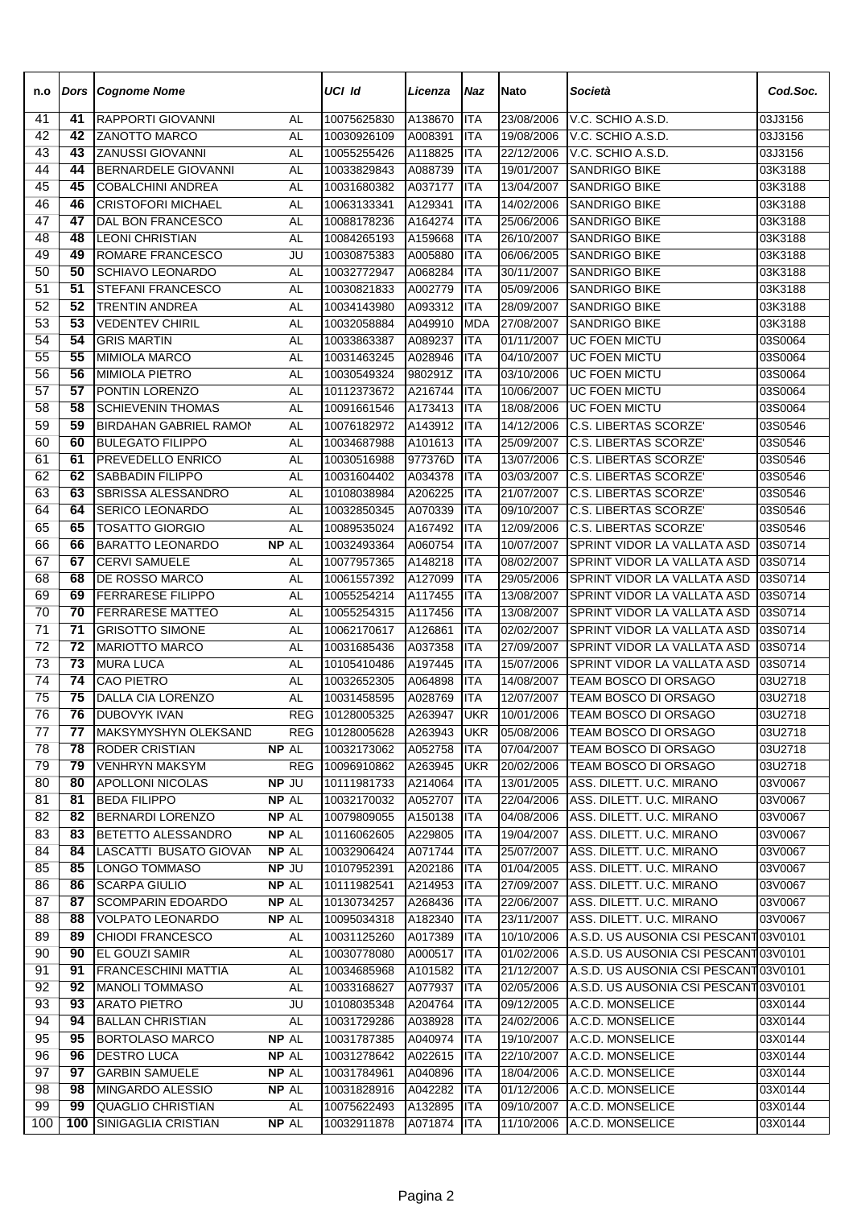| n.o | Dors | Cognome Nome | | UCI Id | Licenza | Naz | Nato | Società | Cod.Soc. |
|---|---|---|---|---|---|---|---|---|---|
| 41 | **41** | RAPPORTI GIOVANNI | AL | 10075625830 | A138670 | ITA | 23/08/2006 | V.C. SCHIO A.S.D. | 03J3156 |
| 42 | **42** | ZANOTTO MARCO | AL | 10030926109 | A008391 | ITA | 19/08/2006 | V.C. SCHIO A.S.D. | 03J3156 |
| 43 | **43** | ZANUSSI GIOVANNI | AL | 10055255426 | A118825 | ITA | 22/12/2006 | V.C. SCHIO A.S.D. | 03J3156 |
| 44 | **44** | BERNARDELE GIOVANNI | AL | 10033829843 | A088739 | ITA | 19/01/2007 | SANDRIGO BIKE | 03K3188 |
| 45 | **45** | COBALCHINI ANDREA | AL | 10031680382 | A037177 | ITA | 13/04/2007 | SANDRIGO BIKE | 03K3188 |
| 46 | **46** | CRISTOFORI MICHAEL | AL | 10063133341 | A129341 | ITA | 14/02/2006 | SANDRIGO BIKE | 03K3188 |
| 47 | **47** | DAL BON FRANCESCO | AL | 10088178236 | A164274 | ITA | 25/06/2006 | SANDRIGO BIKE | 03K3188 |
| 48 | **48** | LEONI CHRISTIAN | AL | 10084265193 | A159668 | ITA | 26/10/2007 | SANDRIGO BIKE | 03K3188 |
| 49 | **49** | ROMARE FRANCESCO | JU | 10030875383 | A005880 | ITA | 06/06/2005 | SANDRIGO BIKE | 03K3188 |
| 50 | **50** | SCHIAVO LEONARDO | AL | 10032772947 | A068284 | ITA | 30/11/2007 | SANDRIGO BIKE | 03K3188 |
| 51 | **51** | STEFANI FRANCESCO | AL | 10030821833 | A002779 | ITA | 05/09/2006 | SANDRIGO BIKE | 03K3188 |
| 52 | **52** | TRENTIN ANDREA | AL | 10034143980 | A093312 | ITA | 28/09/2007 | SANDRIGO BIKE | 03K3188 |
| 53 | **53** | VEDENTEV CHIRIL | AL | 10032058884 | A049910 | MDA | 27/08/2007 | SANDRIGO BIKE | 03K3188 |
| 54 | **54** | GRIS MARTIN | AL | 10033863387 | A089237 | ITA | 01/11/2007 | UC FOEN MICTU | 03S0064 |
| 55 | **55** | MIMIOLA MARCO | AL | 10031463245 | A028946 | ITA | 04/10/2007 | UC FOEN MICTU | 03S0064 |
| 56 | **56** | MIMIOLA PIETRO | AL | 10030549324 | 980291Z | ITA | 03/10/2006 | UC FOEN MICTU | 03S0064 |
| 57 | **57** | PONTIN LORENZO | AL | 10112373672 | A216744 | ITA | 10/06/2007 | UC FOEN MICTU | 03S0064 |
| 58 | **58** | SCHIEVENIN THOMAS | AL | 10091661546 | A173413 | ITA | 18/08/2006 | UC FOEN MICTU | 03S0064 |
| 59 | **59** | BIRDAHAN GABRIEL RAMON | AL | 10076182972 | A143912 | ITA | 14/12/2006 | C.S. LIBERTAS SCORZE' | 03S0546 |
| 60 | **60** | BULEGATO FILIPPO | AL | 10034687988 | A101613 | ITA | 25/09/2007 | C.S. LIBERTAS SCORZE' | 03S0546 |
| 61 | **61** | PREVEDELLO ENRICO | AL | 10030516988 | 977376D | ITA | 13/07/2006 | C.S. LIBERTAS SCORZE' | 03S0546 |
| 62 | **62** | SABBADIN FILIPPO | AL | 10031604402 | A034378 | ITA | 03/03/2007 | C.S. LIBERTAS SCORZE' | 03S0546 |
| 63 | **63** | SBRISSA ALESSANDRO | AL | 10108038984 | A206225 | ITA | 21/07/2007 | C.S. LIBERTAS SCORZE' | 03S0546 |
| 64 | **64** | SERICO LEONARDO | AL | 10032850345 | A070339 | ITA | 09/10/2007 | C.S. LIBERTAS SCORZE' | 03S0546 |
| 65 | **65** | TOSATTO GIORGIO | AL | 10089535024 | A167492 | ITA | 12/09/2006 | C.S. LIBERTAS SCORZE' | 03S0546 |
| 66 | **66** | BARATTO LEONARDO | **NP** AL | 10032493364 | A060754 | ITA | 10/07/2007 | SPRINT VIDOR LA VALLATA ASD | 03S0714 |
| 67 | **67** | CERVI SAMUELE | AL | 10077957365 | A148218 | ITA | 08/02/2007 | SPRINT VIDOR LA VALLATA ASD | 03S0714 |
| 68 | **68** | DE ROSSO MARCO | AL | 10061557392 | A127099 | ITA | 29/05/2006 | SPRINT VIDOR LA VALLATA ASD | 03S0714 |
| 69 | **69** | FERRARESE FILIPPO | AL | 10055254214 | A117455 | ITA | 13/08/2007 | SPRINT VIDOR LA VALLATA ASD | 03S0714 |
| 70 | **70** | FERRARESE MATTEO | AL | 10055254315 | A117456 | ITA | 13/08/2007 | SPRINT VIDOR LA VALLATA ASD | 03S0714 |
| 71 | **71** | GRISOTTO SIMONE | AL | 10062170617 | A126861 | ITA | 02/02/2007 | SPRINT VIDOR LA VALLATA ASD | 03S0714 |
| 72 | **72** | MARIOTTO MARCO | AL | 10031685436 | A037358 | ITA | 27/09/2007 | SPRINT VIDOR LA VALLATA ASD | 03S0714 |
| 73 | **73** | MURA LUCA | AL | 10105410486 | A197445 | ITA | 15/07/2006 | SPRINT VIDOR LA VALLATA ASD | 03S0714 |
| 74 | **74** | CAO PIETRO | AL | 10032652305 | A064898 | ITA | 14/08/2007 | TEAM BOSCO DI ORSAGO | 03U2718 |
| 75 | **75** | DALLA CIA LORENZO | AL | 10031458595 | A028769 | ITA | 12/07/2007 | TEAM BOSCO DI ORSAGO | 03U2718 |
| 76 | **76** | DUBOVYK IVAN | REG | 10128005325 | A263947 | UKR | 10/01/2006 | TEAM BOSCO DI ORSAGO | 03U2718 |
| 77 | **77** | MAKSYMYSHYN OLEKSAND | REG | 10128005628 | A263943 | UKR | 05/08/2006 | TEAM BOSCO DI ORSAGO | 03U2718 |
| 78 | **78** | RODER CRISTIAN | **NP** AL | 10032173062 | A052758 | ITA | 07/04/2007 | TEAM BOSCO DI ORSAGO | 03U2718 |
| 79 | **79** | VENHRYN MAKSYM | REG | 10096910862 | A263945 | UKR | 20/02/2006 | TEAM BOSCO DI ORSAGO | 03U2718 |
| 80 | **80** | APOLLONI NICOLAS | **NP** JU | 10111981733 | A214064 | ITA | 13/01/2005 | ASS. DILETT. U.C. MIRANO | 03V0067 |
| 81 | **81** | BEDA FILIPPO | **NP** AL | 10032170032 | A052707 | ITA | 22/04/2006 | ASS. DILETT. U.C. MIRANO | 03V0067 |
| 82 | **82** | BERNARDI LORENZO | **NP** AL | 10079809055 | A150138 | ITA | 04/08/2006 | ASS. DILETT. U.C. MIRANO | 03V0067 |
| 83 | **83** | BETETTO ALESSANDRO | **NP** AL | 10116062605 | A229805 | ITA | 19/04/2007 | ASS. DILETT. U.C. MIRANO | 03V0067 |
| 84 | **84** | LASCATTI BUSATO GIOVAN | **NP** AL | 10032906424 | A071744 | ITA | 25/07/2007 | ASS. DILETT. U.C. MIRANO | 03V0067 |
| 85 | **85** | LONGO TOMMASO | **NP** JU | 10107952391 | A202186 | ITA | 01/04/2005 | ASS. DILETT. U.C. MIRANO | 03V0067 |
| 86 | **86** | SCARPA GIULIO | **NP** AL | 10111982541 | A214953 | ITA | 27/09/2007 | ASS. DILETT. U.C. MIRANO | 03V0067 |
| 87 | **87** | SCOMPARIN EDOARDO | **NP** AL | 10130734257 | A268436 | ITA | 22/06/2007 | ASS. DILETT. U.C. MIRANO | 03V0067 |
| 88 | **88** | VOLPATO LEONARDO | **NP** AL | 10095034318 | A182340 | ITA | 23/11/2007 | ASS. DILETT. U.C. MIRANO | 03V0067 |
| 89 | **89** | CHIODI FRANCESCO | AL | 10031125260 | A017389 | ITA | 10/10/2006 | A.S.D. US AUSONIA CSI PESCANT | 03V0101 |
| 90 | **90** | EL GOUZI SAMIR | AL | 10030778080 | A000517 | ITA | 01/02/2006 | A.S.D. US AUSONIA CSI PESCANT | 03V0101 |
| 91 | **91** | FRANCESCHINI MATTIA | AL | 10034685968 | A101582 | ITA | 21/12/2007 | A.S.D. US AUSONIA CSI PESCANT | 03V0101 |
| 92 | **92** | MANOLI TOMMASO | AL | 10033168627 | A077937 | ITA | 02/05/2006 | A.S.D. US AUSONIA CSI PESCANT | 03V0101 |
| 93 | **93** | ARATO PIETRO | JU | 10108035348 | A204764 | ITA | 09/12/2005 | A.C.D. MONSELICE | 03X0144 |
| 94 | **94** | BALLAN CHRISTIAN | AL | 10031729286 | A038928 | ITA | 24/02/2006 | A.C.D. MONSELICE | 03X0144 |
| 95 | **95** | BORTOLASO MARCO | **NP** AL | 10031787385 | A040974 | ITA | 19/10/2007 | A.C.D. MONSELICE | 03X0144 |
| 96 | **96** | DESTRO LUCA | **NP** AL | 10031278642 | A022615 | ITA | 22/10/2007 | A.C.D. MONSELICE | 03X0144 |
| 97 | **97** | GARBIN SAMUELE | **NP** AL | 10031784961 | A040896 | ITA | 18/04/2006 | A.C.D. MONSELICE | 03X0144 |
| 98 | **98** | MINGARDO ALESSIO | **NP** AL | 10031828916 | A042282 | ITA | 01/12/2006 | A.C.D. MONSELICE | 03X0144 |
| 99 | **99** | QUAGLIO CHRISTIAN | AL | 10075622493 | A132895 | ITA | 09/10/2007 | A.C.D. MONSELICE | 03X0144 |
| 100 | **100** | SINIGAGLIA CRISTIAN | **NP** AL | 10032911878 | A071874 | ITA | 11/10/2006 | A.C.D. MONSELICE | 03X0144 |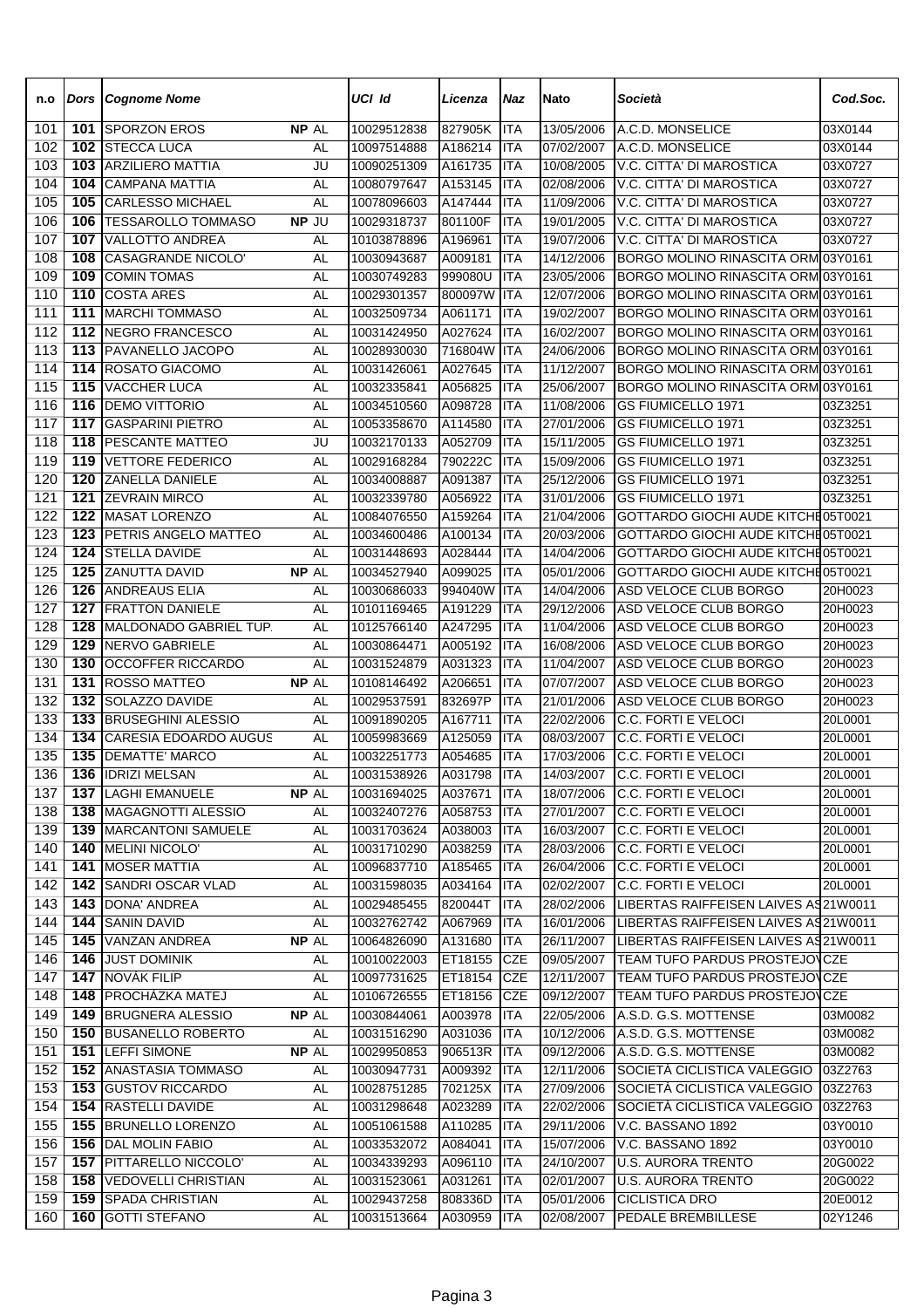| n.o | Dors | Cognome Nome | | UCI Id | Licenza | Naz | Nato | Società | Cod.Soc. |
|---|---|---|---|---|---|---|---|---|---|
| 101 | 101 | SPORZON EROS | NP AL | 10029512838 | 827905K | ITA | 13/05/2006 | A.C.D. MONSELICE | 03X0144 |
| 102 | 102 | STECCA LUCA | AL | 10097514888 | A186214 | ITA | 07/02/2007 | A.C.D. MONSELICE | 03X0144 |
| 103 | 103 | ARZILIERO MATTIA | JU | 10090251309 | A161735 | ITA | 10/08/2005 | V.C. CITTA' DI MAROSTICA | 03X0727 |
| 104 | 104 | CAMPANA MATTIA | AL | 10080797647 | A153145 | ITA | 02/08/2006 | V.C. CITTA' DI MAROSTICA | 03X0727 |
| 105 | 105 | CARLESSO MICHAEL | AL | 10078096603 | A147444 | ITA | 11/09/2006 | V.C. CITTA' DI MAROSTICA | 03X0727 |
| 106 | 106 | TESSAROLLO TOMMASO | NP JU | 10029318737 | 801100F | ITA | 19/01/2005 | V.C. CITTA' DI MAROSTICA | 03X0727 |
| 107 | 107 | VALLOTTO ANDREA | AL | 10103878896 | A196961 | ITA | 19/07/2006 | V.C. CITTA' DI MAROSTICA | 03X0727 |
| 108 | 108 | CASAGRANDE NICOLO' | AL | 10030943687 | A009181 | ITA | 14/12/2006 | BORGO MOLINO RINASCITA ORM | 03Y0161 |
| 109 | 109 | COMIN TOMAS | AL | 10030749283 | 999080U | ITA | 23/05/2006 | BORGO MOLINO RINASCITA ORM | 03Y0161 |
| 110 | 110 | COSTA ARES | AL | 10029301357 | 800097W | ITA | 12/07/2006 | BORGO MOLINO RINASCITA ORM | 03Y0161 |
| 111 | 111 | MARCHI TOMMASO | AL | 10032509734 | A061171 | ITA | 19/02/2007 | BORGO MOLINO RINASCITA ORM | 03Y0161 |
| 112 | 112 | NEGRO FRANCESCO | AL | 10031424950 | A027624 | ITA | 16/02/2007 | BORGO MOLINO RINASCITA ORM | 03Y0161 |
| 113 | 113 | PAVANELLO JACOPO | AL | 10028930030 | 716804W | ITA | 24/06/2006 | BORGO MOLINO RINASCITA ORM | 03Y0161 |
| 114 | 114 | ROSATO GIACOMO | AL | 10031426061 | A027645 | ITA | 11/12/2007 | BORGO MOLINO RINASCITA ORM | 03Y0161 |
| 115 | 115 | VACCHER LUCA | AL | 10032335841 | A056825 | ITA | 25/06/2007 | BORGO MOLINO RINASCITA ORM | 03Y0161 |
| 116 | 116 | DEMO VITTORIO | AL | 10034510560 | A098728 | ITA | 11/08/2006 | GS FIUMICELLO 1971 | 03Z3251 |
| 117 | 117 | GASPARINI PIETRO | AL | 10053358670 | A114580 | ITA | 27/01/2006 | GS FIUMICELLO 1971 | 03Z3251 |
| 118 | 118 | PESCANTE MATTEO | JU | 10032170133 | A052709 | ITA | 15/11/2005 | GS FIUMICELLO 1971 | 03Z3251 |
| 119 | 119 | VETTORE FEDERICO | AL | 10029168284 | 790222C | ITA | 15/09/2006 | GS FIUMICELLO 1971 | 03Z3251 |
| 120 | 120 | ZANELLA DANIELE | AL | 10034008887 | A091387 | ITA | 25/12/2006 | GS FIUMICELLO 1971 | 03Z3251 |
| 121 | 121 | ZEVRAIN MIRCO | AL | 10032339780 | A056922 | ITA | 31/01/2006 | GS FIUMICELLO 1971 | 03Z3251 |
| 122 | 122 | MASAT LORENZO | AL | 10084076550 | A159264 | ITA | 21/04/2006 | GOTTARDO GIOCHI AUDE KITCHE | 05T0021 |
| 123 | 123 | PETRIS ANGELO MATTEO | AL | 10034600486 | A100134 | ITA | 20/03/2006 | GOTTARDO GIOCHI AUDE KITCHE | 05T0021 |
| 124 | 124 | STELLA DAVIDE | AL | 10031448693 | A028444 | ITA | 14/04/2006 | GOTTARDO GIOCHI AUDE KITCHE | 05T0021 |
| 125 | 125 | ZANUTTA DAVID | NP AL | 10034527940 | A099025 | ITA | 05/01/2006 | GOTTARDO GIOCHI AUDE KITCHE | 05T0021 |
| 126 | 126 | ANDREAUS ELIA | AL | 10030686033 | 994040W | ITA | 14/04/2006 | ASD VELOCE CLUB BORGO | 20H0023 |
| 127 | 127 | FRATTON DANIELE | AL | 10101169465 | A191229 | ITA | 29/12/2006 | ASD VELOCE CLUB BORGO | 20H0023 |
| 128 | 128 | MALDONADO GABRIEL TUP. | AL | 10125766140 | A247295 | ITA | 11/04/2006 | ASD VELOCE CLUB BORGO | 20H0023 |
| 129 | 129 | NERVO GABRIELE | AL | 10030864471 | A005192 | ITA | 16/08/2006 | ASD VELOCE CLUB BORGO | 20H0023 |
| 130 | 130 | OCCOFFER RICCARDO | AL | 10031524879 | A031323 | ITA | 11/04/2007 | ASD VELOCE CLUB BORGO | 20H0023 |
| 131 | 131 | ROSSO MATTEO | NP AL | 10108146492 | A206651 | ITA | 07/07/2007 | ASD VELOCE CLUB BORGO | 20H0023 |
| 132 | 132 | SOLAZZO DAVIDE | AL | 10029537591 | 832697P | ITA | 21/01/2006 | ASD VELOCE CLUB BORGO | 20H0023 |
| 133 | 133 | BRUSEGHINI ALESSIO | AL | 10091890205 | A167711 | ITA | 22/02/2006 | C.C. FORTI E VELOCI | 20L0001 |
| 134 | 134 | CARESIA EDOARDO AUGUS | AL | 10059983669 | A125059 | ITA | 08/03/2007 | C.C. FORTI E VELOCI | 20L0001 |
| 135 | 135 | DEMATTE' MARCO | AL | 10032251773 | A054685 | ITA | 17/03/2006 | C.C. FORTI E VELOCI | 20L0001 |
| 136 | 136 | IDRIZI MELSAN | AL | 10031538926 | A031798 | ITA | 14/03/2007 | C.C. FORTI E VELOCI | 20L0001 |
| 137 | 137 | LAGHI EMANUELE | NP AL | 10031694025 | A037671 | ITA | 18/07/2006 | C.C. FORTI E VELOCI | 20L0001 |
| 138 | 138 | MAGAGNOTTI ALESSIO | AL | 10032407276 | A058753 | ITA | 27/01/2007 | C.C. FORTI E VELOCI | 20L0001 |
| 139 | 139 | MARCANTONI SAMUELE | AL | 10031703624 | A038003 | ITA | 16/03/2007 | C.C. FORTI E VELOCI | 20L0001 |
| 140 | 140 | MELINI NICOLO' | AL | 10031710290 | A038259 | ITA | 28/03/2006 | C.C. FORTI E VELOCI | 20L0001 |
| 141 | 141 | MOSER MATTIA | AL | 10096837710 | A185465 | ITA | 26/04/2006 | C.C. FORTI E VELOCI | 20L0001 |
| 142 | 142 | SANDRI OSCAR VLAD | AL | 10031598035 | A034164 | ITA | 02/02/2007 | C.C. FORTI E VELOCI | 20L0001 |
| 143 | 143 | DONA' ANDREA | AL | 10029485455 | 820044T | ITA | 28/02/2006 | LIBERTAS RAIFFEISEN LAIVES AS | 21W0011 |
| 144 | 144 | SANIN DAVID | AL | 10032762742 | A067969 | ITA | 16/01/2006 | LIBERTAS RAIFFEISEN LAIVES AS | 21W0011 |
| 145 | 145 | VANZAN ANDREA | NP AL | 10064826090 | A131680 | ITA | 26/11/2007 | LIBERTAS RAIFFEISEN LAIVES AS | 21W0011 |
| 146 | 146 | JUST DOMINIK | AL | 10010022003 | ET18155 | CZE | 09/05/2007 | TEAM TUFO PARDUS PROSTEJOV | CZE |
| 147 | 147 | NOVÁK FILIP | AL | 10097731625 | ET18154 | CZE | 12/11/2007 | TEAM TUFO PARDUS PROSTEJOV | CZE |
| 148 | 148 | PROCHÁZKA MATEJ | AL | 10106726555 | ET18156 | CZE | 09/12/2007 | TEAM TUFO PARDUS PROSTEJOV | CZE |
| 149 | 149 | BRUGNERA ALESSIO | NP AL | 10030844061 | A003978 | ITA | 22/05/2006 | A.S.D. G.S. MOTTENSE | 03M0082 |
| 150 | 150 | BUSANELLO ROBERTO | AL | 10031516290 | A031036 | ITA | 10/12/2006 | A.S.D. G.S. MOTTENSE | 03M0082 |
| 151 | 151 | LEFFI SIMONE | NP AL | 10029950853 | 906513R | ITA | 09/12/2006 | A.S.D. G.S. MOTTENSE | 03M0082 |
| 152 | 152 | ANASTASIA TOMMASO | AL | 10030947731 | A009392 | ITA | 12/11/2006 | SOCIETÀ CICLISTICA VALEGGIO | 03Z2763 |
| 153 | 153 | GUSTOV RICCARDO | AL | 10028751285 | 702125X | ITA | 27/09/2006 | SOCIETÀ CICLISTICA VALEGGIO | 03Z2763 |
| 154 | 154 | RASTELLI DAVIDE | AL | 10031298648 | A023289 | ITA | 22/02/2006 | SOCIETÀ CICLISTICA VALEGGIO | 03Z2763 |
| 155 | 155 | BRUNELLO LORENZO | AL | 10051061588 | A110285 | ITA | 29/11/2006 | V.C. BASSANO 1892 | 03Y0010 |
| 156 | 156 | DAL MOLIN FABIO | AL | 10033532072 | A084041 | ITA | 15/07/2006 | V.C. BASSANO 1892 | 03Y0010 |
| 157 | 157 | PITTARELLO NICCOLO' | AL | 10034339293 | A096110 | ITA | 24/10/2007 | U.S. AURORA TRENTO | 20G0022 |
| 158 | 158 | VEDOVELLI CHRISTIAN | AL | 10031523061 | A031261 | ITA | 02/01/2007 | U.S. AURORA TRENTO | 20G0022 |
| 159 | 159 | SPADA CHRISTIAN | AL | 10029437258 | 808336D | ITA | 05/01/2006 | CICLISTICA DRO | 20E0012 |
| 160 | 160 | GOTTI STEFANO | AL | 10031513664 | A030959 | ITA | 02/08/2007 | PEDALE BREMBILLESE | 02Y1246 |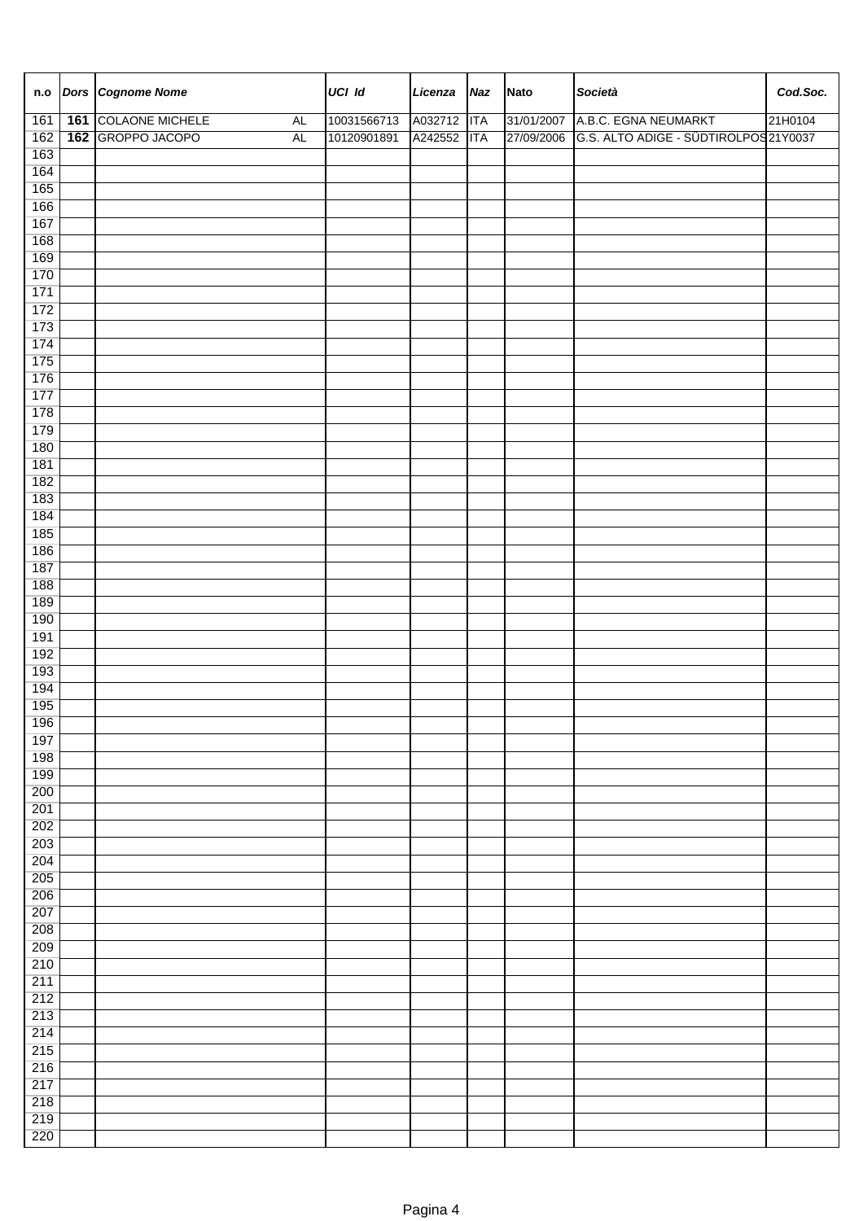| n.o | Dors | Cognome Nome | | UCI Id | Licenza | Naz | Nato | Società | Cod.Soc. |
|---|---|---|---|---|---|---|---|---|---|
| 161 | **161** | COLAONE MICHELE | AL | 10031566713 | A032712 | ITA | 31/01/2007 | A.B.C. EGNA NEUMARKT | 21H0104 |
| 162 | **162** | GROPPO JACOPO | AL | 10120901891 | A242552 | ITA | 27/09/2006 | G.S. ALTO ADIGE - SÜDTIROLPOS | 21Y0037 |
| 163 | | | | | | | | | |
| 164 | | | | | | | | | |
| 165 | | | | | | | | | |
| 166 | | | | | | | | | |
| 167 | | | | | | | | | |
| 168 | | | | | | | | | |
| 169 | | | | | | | | | |
| 170 | | | | | | | | | |
| 171 | | | | | | | | | |
| 172 | | | | | | | | | |
| 173 | | | | | | | | | |
| 174 | | | | | | | | | |
| 175 | | | | | | | | | |
| 176 | | | | | | | | | |
| 177 | | | | | | | | | |
| 178 | | | | | | | | | |
| 179 | | | | | | | | | |
| 180 | | | | | | | | | |
| 181 | | | | | | | | | |
| 182 | | | | | | | | | |
| 183 | | | | | | | | | |
| 184 | | | | | | | | | |
| 185 | | | | | | | | | |
| 186 | | | | | | | | | |
| 187 | | | | | | | | | |
| 188 | | | | | | | | | |
| 189 | | | | | | | | | |
| 190 | | | | | | | | | |
| 191 | | | | | | | | | |
| 192 | | | | | | | | | |
| 193 | | | | | | | | | |
| 194 | | | | | | | | | |
| 195 | | | | | | | | | |
| 196 | | | | | | | | | |
| 197 | | | | | | | | | |
| 198 | | | | | | | | | |
| 199 | | | | | | | | | |
| 200 | | | | | | | | | |
| 201 | | | | | | | | | |
| 202 | | | | | | | | | |
| 203 | | | | | | | | | |
| 204 | | | | | | | | | |
| 205 | | | | | | | | | |
| 206 | | | | | | | | | |
| 207 | | | | | | | | | |
| 208 | | | | | | | | | |
| 209 | | | | | | | | | |
| 210 | | | | | | | | | |
| 211 | | | | | | | | | |
| 212 | | | | | | | | | |
| 213 | | | | | | | | | |
| 214 | | | | | | | | | |
| 215 | | | | | | | | | |
| 216 | | | | | | | | | |
| 217 | | | | | | | | | |
| 218 | | | | | | | | | |
| 219 | | | | | | | | | |
| 220 | | | | | | | | | |